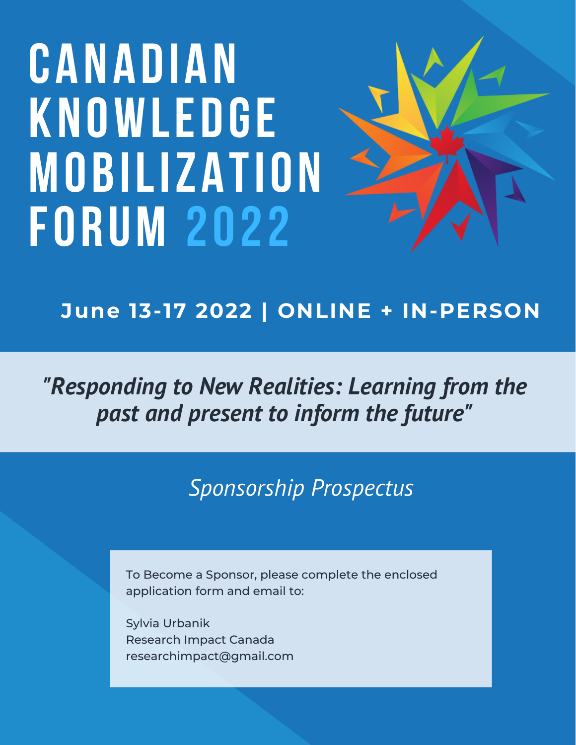# CANADIAN KNOWLEDGE MOBILIZATION FORUM 2022

**June 13-17 2022 | ONLINE + IN-PERSON**

*"Responding to New Realities: Learning from the past and present to inform the future"*

*Sponsorship Prospectus*

To Become a Sponsor, please complete the enclosed application form and email to:

Sylvia Urbanik
Research Impact Canada
researchimpact@gmail.com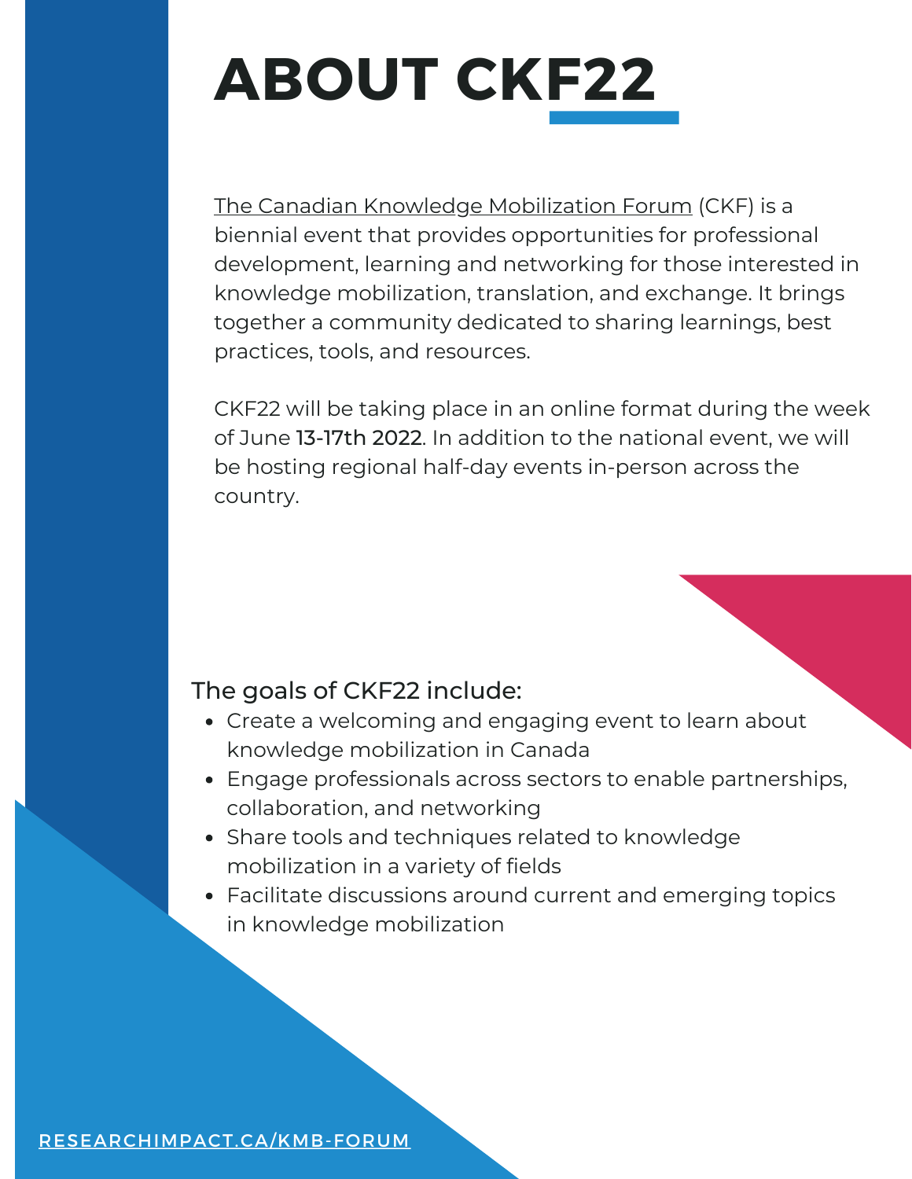# ABOUT CKF22

The Canadian Knowledge Mobilization Forum (CKF) is a biennial event that provides opportunities for professional development, learning and networking for those interested in knowledge mobilization, translation, and exchange. It brings together a community dedicated to sharing learnings, best practices, tools, and resources.

CKF22 will be taking place in an online format during the week of June 13-17th 2022. In addition to the national event, we will be hosting regional half-day events in-person across the country.

The goals of CKF22 include:

- Create a welcoming and engaging event to learn about knowledge mobilization in Canada
- Engage professionals across sectors to enable partnerships, collaboration, and networking
- Share tools and techniques related to knowledge mobilization in a variety of fields
- Facilitate discussions around current and emerging topics in knowledge mobilization

RESEARCHIMPACT.CA/KMB-FORUM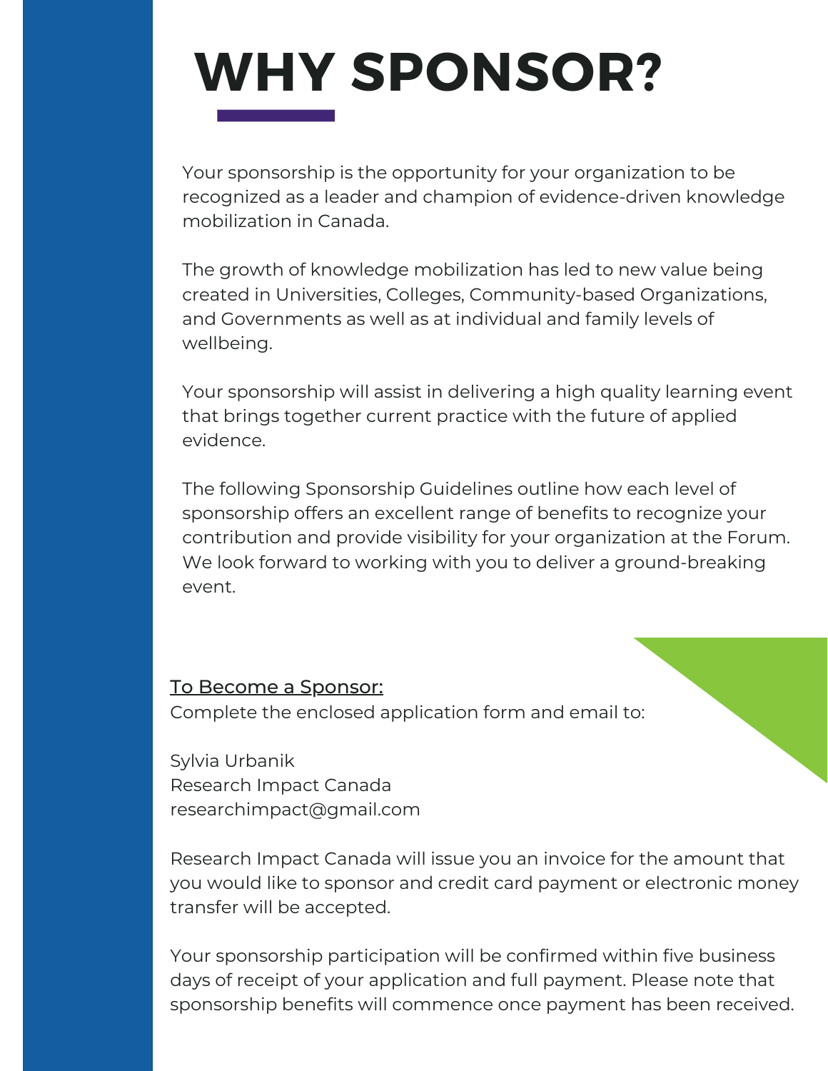# WHY SPONSOR?

Your sponsorship is the opportunity for your organization to be recognized as a leader and champion of evidence-driven knowledge mobilization in Canada.

The growth of knowledge mobilization has led to new value being created in Universities, Colleges, Community-based Organizations, and Governments as well as at individual and family levels of wellbeing.

Your sponsorship will assist in delivering a high quality learning event that brings together current practice with the future of applied evidence.

The following Sponsorship Guidelines outline how each level of sponsorship offers an excellent range of benefits to recognize your contribution and provide visibility for your organization at the Forum. We look forward to working with you to deliver a ground-breaking event.

<u>To Become a Sponsor:</u>
Complete the enclosed application form and email to:

Sylvia Urbanik
Research Impact Canada
researchimpact@gmail.com

Research Impact Canada will issue you an invoice for the amount that you would like to sponsor and credit card payment or electronic money transfer will be accepted.

Your sponsorship participation will be confirmed within five business days of receipt of your application and full payment. Please note that sponsorship benefits will commence once payment has been received.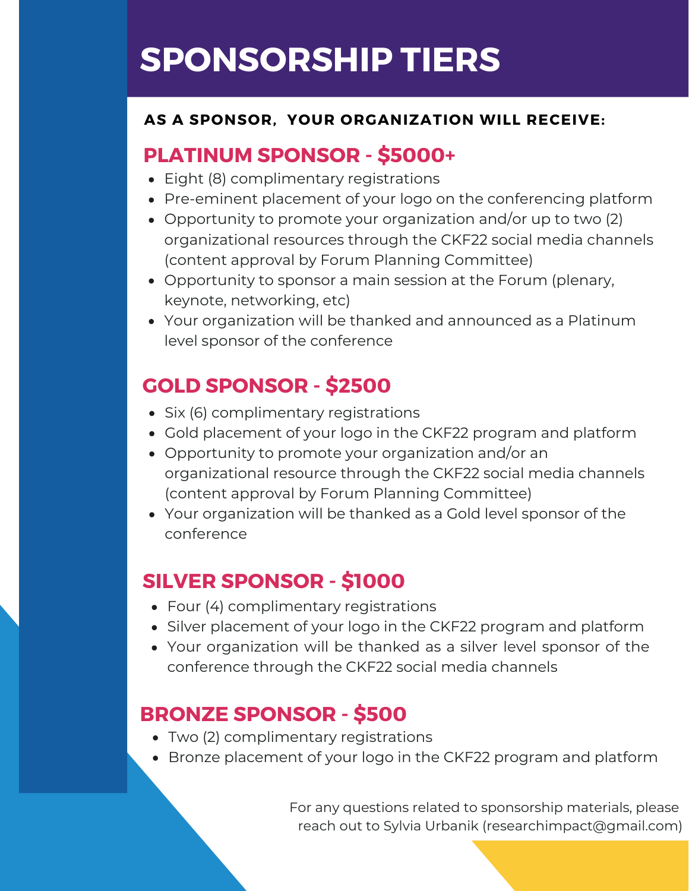# SPONSORSHIP TIERS

**AS A SPONSOR, YOUR ORGANIZATION WILL RECEIVE:**

## PLATINUM SPONSOR - $5000+

- Eight (8) complimentary registrations
- Pre-eminent placement of your logo on the conferencing platform
- Opportunity to promote your organization and/or up to two (2) organizational resources through the CKF22 social media channels (content approval by Forum Planning Committee)
- Opportunity to sponsor a main session at the Forum (plenary, keynote, networking, etc)
- Your organization will be thanked and announced as a Platinum level sponsor of the conference

## GOLD SPONSOR - $2500

- Six (6) complimentary registrations
- Gold placement of your logo in the CKF22 program and platform
- Opportunity to promote your organization and/or an organizational resource through the CKF22 social media channels (content approval by Forum Planning Committee)
- Your organization will be thanked as a Gold level sponsor of the conference

## SILVER SPONSOR - $1000

- Four (4) complimentary registrations
- Silver placement of your logo in the CKF22 program and platform
- Your organization will be thanked as a silver level sponsor of the conference through the CKF22 social media channels

## BRONZE SPONSOR - $500

- Two (2) complimentary registrations
- Bronze placement of your logo in the CKF22 program and platform

For any questions related to sponsorship materials, please reach out to Sylvia Urbanik (researchimpact@gmail.com)